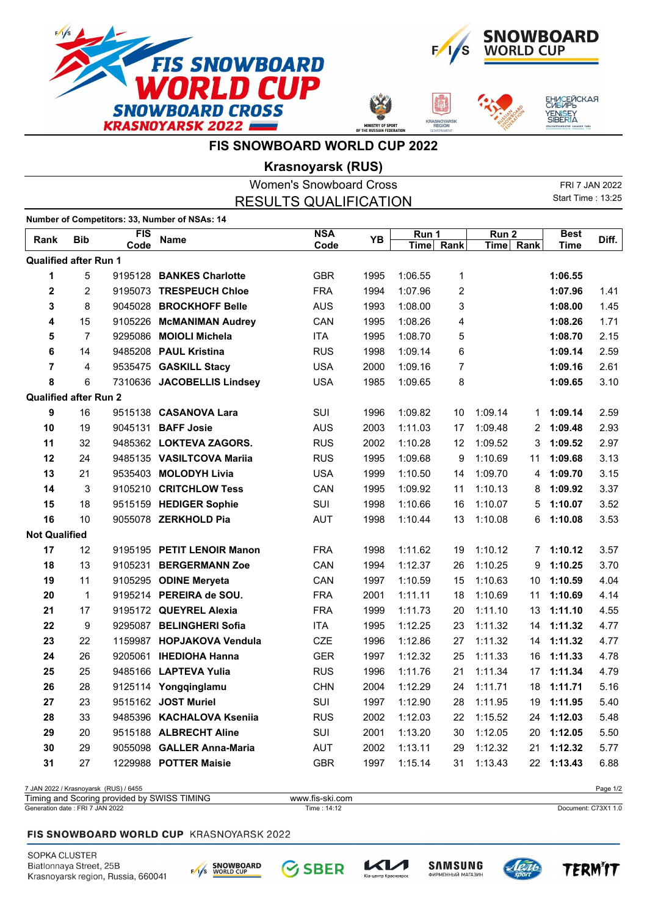# FIS SNOWBOARD WORLD CUP 2022

## Krasnoyarsk (RUS)

### Women's Snowboard Cross

### RESULTS QUALIFICATION

FRI 7 JAN 2022
Start Time : 13:25

**Number of Competitors: 33, Number of NSAs: 14**

| Rank | Bib | FIS Code | Name | NSA Code | YB | Run 1 Time | Run 1 Rank | Run 2 Time | Run 2 Rank | Best Time | Diff. |
|---|---|---|---|---|---|---|---|---|---|---|---|
| **Qualified after Run 1** | | | | | | | | | | | |
| **1** | 5 | 9195128 | **BANKES Charlotte** | GBR | 1995 | 1:06.55 | 1 | | | **1:06.55** | |
| **2** | 2 | 9195073 | **TRESPEUCH Chloe** | FRA | 1994 | 1:07.96 | 2 | | | **1:07.96** | 1.41 |
| **3** | 8 | 9045028 | **BROCKHOFF Belle** | AUS | 1993 | 1:08.00 | 3 | | | **1:08.00** | 1.45 |
| **4** | 15 | 9105226 | **McMANIMAN Audrey** | CAN | 1995 | 1:08.26 | 4 | | | **1:08.26** | 1.71 |
| **5** | 7 | 9295086 | **MOIOLI Michela** | ITA | 1995 | 1:08.70 | 5 | | | **1:08.70** | 2.15 |
| **6** | 14 | 9485208 | **PAUL Kristina** | RUS | 1998 | 1:09.14 | 6 | | | **1:09.14** | 2.59 |
| **7** | 4 | 9535475 | **GASKILL Stacy** | USA | 2000 | 1:09.16 | 7 | | | **1:09.16** | 2.61 |
| **8** | 6 | 7310636 | **JACOBELLIS Lindsey** | USA | 1985 | 1:09.65 | 8 | | | **1:09.65** | 3.10 |
| **Qualified after Run 2** | | | | | | | | | | | |
| **9** | 16 | 9515138 | **CASANOVA Lara** | SUI | 1996 | 1:09.82 | 10 | 1:09.14 | 1 | **1:09.14** | 2.59 |
| **10** | 19 | 9045131 | **BAFF Josie** | AUS | 2003 | 1:11.03 | 17 | 1:09.48 | 2 | **1:09.48** | 2.93 |
| **11** | 32 | 9485362 | **LOKTEVA ZAGORS.** | RUS | 2002 | 1:10.28 | 12 | 1:09.52 | 3 | **1:09.52** | 2.97 |
| **12** | 24 | 9485135 | **VASILTCOVA Mariia** | RUS | 1995 | 1:09.68 | 9 | 1:10.69 | 11 | **1:09.68** | 3.13 |
| **13** | 21 | 9535403 | **MOLODYH Livia** | USA | 1999 | 1:10.50 | 14 | 1:09.70 | 4 | **1:09.70** | 3.15 |
| **14** | 3 | 9105210 | **CRITCHLOW Tess** | CAN | 1995 | 1:09.92 | 11 | 1:10.13 | 8 | **1:09.92** | 3.37 |
| **15** | 18 | 9515159 | **HEDIGER Sophie** | SUI | 1998 | 1:10.66 | 16 | 1:10.07 | 5 | **1:10.07** | 3.52 |
| **16** | 10 | 9055078 | **ZERKHOLD Pia** | AUT | 1998 | 1:10.44 | 13 | 1:10.08 | 6 | **1:10.08** | 3.53 |
| **Not Qualified** | | | | | | | | | | | |
| **17** | 12 | 9195195 | **PETIT LENOIR Manon** | FRA | 1998 | 1:11.62 | 19 | 1:10.12 | 7 | **1:10.12** | 3.57 |
| **18** | 13 | 9105231 | **BERGERMANN Zoe** | CAN | 1994 | 1:12.37 | 26 | 1:10.25 | 9 | **1:10.25** | 3.70 |
| **19** | 11 | 9105295 | **ODINE Meryeta** | CAN | 1997 | 1:10.59 | 15 | 1:10.63 | 10 | **1:10.59** | 4.04 |
| **20** | 1 | 9195214 | **PEREIRA de SOU.** | FRA | 2001 | 1:11.11 | 18 | 1:10.69 | 11 | **1:10.69** | 4.14 |
| **21** | 17 | 9195172 | **QUEYREL Alexia** | FRA | 1999 | 1:11.73 | 20 | 1:11.10 | 13 | **1:11.10** | 4.55 |
| **22** | 9 | 9295087 | **BELINGHERI Sofia** | ITA | 1995 | 1:12.25 | 23 | 1:11.32 | 14 | **1:11.32** | 4.77 |
| **23** | 22 | 1159987 | **HOPJAKOVA Vendula** | CZE | 1996 | 1:12.86 | 27 | 1:11.32 | 14 | **1:11.32** | 4.77 |
| **24** | 26 | 9205061 | **IHEDIOHA Hanna** | GER | 1997 | 1:12.32 | 25 | 1:11.33 | 16 | **1:11.33** | 4.78 |
| **25** | 25 | 9485166 | **LAPTEVA Yulia** | RUS | 1996 | 1:11.76 | 21 | 1:11.34 | 17 | **1:11.34** | 4.79 |
| **26** | 28 | 9125114 | **Yongqinglamu** | CHN | 2004 | 1:12.29 | 24 | 1:11.71 | 18 | **1:11.71** | 5.16 |
| **27** | 23 | 9515162 | **JOST Muriel** | SUI | 1997 | 1:12.90 | 28 | 1:11.95 | 19 | **1:11.95** | 5.40 |
| **28** | 33 | 9485396 | **KACHALOVA Kseniia** | RUS | 2002 | 1:12.03 | 22 | 1:15.52 | 24 | **1:12.03** | 5.48 |
| **29** | 20 | 9515188 | **ALBRECHT Aline** | SUI | 2001 | 1:13.20 | 30 | 1:12.05 | 20 | **1:12.05** | 5.50 |
| **30** | 29 | 9055098 | **GALLER Anna-Maria** | AUT | 2002 | 1:13.11 | 29 | 1:12.32 | 21 | **1:12.32** | 5.77 |
| **31** | 27 | 1229988 | **POTTER Maisie** | GBR | 1997 | 1:15.14 | 31 | 1:13.43 | 22 | **1:13.43** | 6.88 |

7 JAN 2022 / Krasnoyarsk (RUS) / 6455
Timing and Scoring provided by SWISS TIMING — www.fis-ski.com
Generation date : FRI 7 JAN 2022 — Time : 14:12 — Document: C73X1 1.0

**FIS SNOWBOARD WORLD CUP** KRASNOYARSK 2022

SOPKA CLUSTER
Biatlonnaya Street, 25B
Krasnoyarsk region, Russia, 660041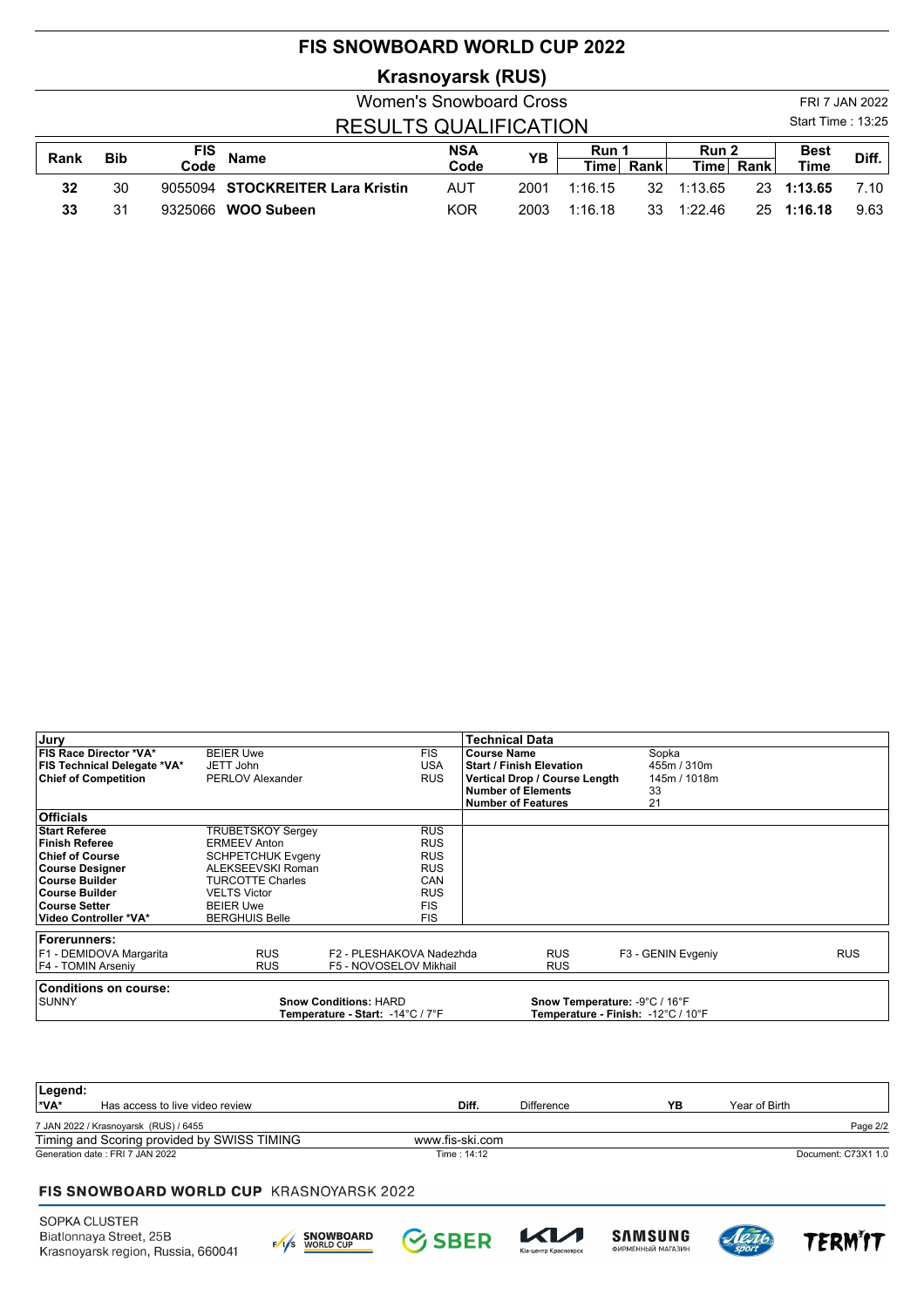# FIS SNOWBOARD WORLD CUP 2022

## Krasnoyarsk (RUS)

### Women's Snowboard Cross

### RESULTS QUALIFICATION

FRI 7 JAN 2022

Start Time : 13:25

| Rank | Bib | FIS Code | Name | NSA Code | YB | Run 1 Time | Run 1 Rank | Run 2 Time | Run 2 Rank | Best Time | Diff. |
|---|---|---|---|---|---|---|---|---|---|---|---|
| **32** | 30 | 9055094 | **STOCKREITER Lara Kristin** | AUT | 2001 | 1:16.15 | 32 | 1:13.65 | 23 | **1:13.65** | 7.10 |
| **33** | 31 | 9325066 | **WOO Subeen** | KOR | 2003 | 1:16.18 | 33 | 1:22.46 | 25 | **1:16.18** | 9.63 |

| Jury | | |
|---|---|---|
| **FIS Race Director *VA*** | BEIER Uwe | FIS |
| **FIS Technical Delegate *VA*** | JETT John | USA |
| **Chief of Competition** | PERLOV Alexander | RUS |

| Technical Data | |
|---|---|
| **Course Name** | Sopka |
| **Start / Finish Elevation** | 455m / 310m |
| **Vertical Drop / Course Length** | 145m / 1018m |
| **Number of Elements** | 33 |
| **Number of Features** | 21 |

| Officials | | |
|---|---|---|
| **Start Referee** | TRUBETSKOY Sergey | RUS |
| **Finish Referee** | ERMEEV Anton | RUS |
| **Chief of Course** | SCHPETCHUK Evgeny | RUS |
| **Course Designer** | ALEKSEEVSKI Roman | RUS |
| **Course Builder** | TURCOTTE Charles | CAN |
| **Course Builder** | VELTS Victor | RUS |
| **Course Setter** | BEIER Uwe | FIS |
| **Video Controller *VA*** | BERGHUIS Belle | FIS |

**Forerunners:**

| | | | | | |
|---|---|---|---|---|---|
| F1 - DEMIDOVA Margarita | RUS | F2 - PLESHAKOVA Nadezhda | RUS | F3 - GENIN Evgeniy | RUS |
| F4 - TOMIN Arseniy | RUS | F5 - NOVOSELOV Mikhail | RUS | | |

**Conditions on course:**

SUNNY

**Snow Conditions:** HARD

**Temperature - Start:** -14°C / 7°F

**Snow Temperature:** -9°C / 16°F

**Temperature - Finish:** -12°C / 10°F

**Legend:**

| | | | | | |
|---|---|---|---|---|---|
| *VA* | Has access to live video review | Diff. | Difference | YB | Year of Birth |

7 JAN 2022 / Krasnoyarsk (RUS) / 6455

Timing and Scoring provided by SWISS TIMING

www.fis-ski.com

Generation date : FRI 7 JAN 2022

Time : 14:12

Document: C73X1 1.0

**FIS SNOWBOARD WORLD CUP** KRASNOYARSK 2022

SOPKA CLUSTER
Biatlonnaya Street, 25B
Krasnoyarsk region, Russia, 660041